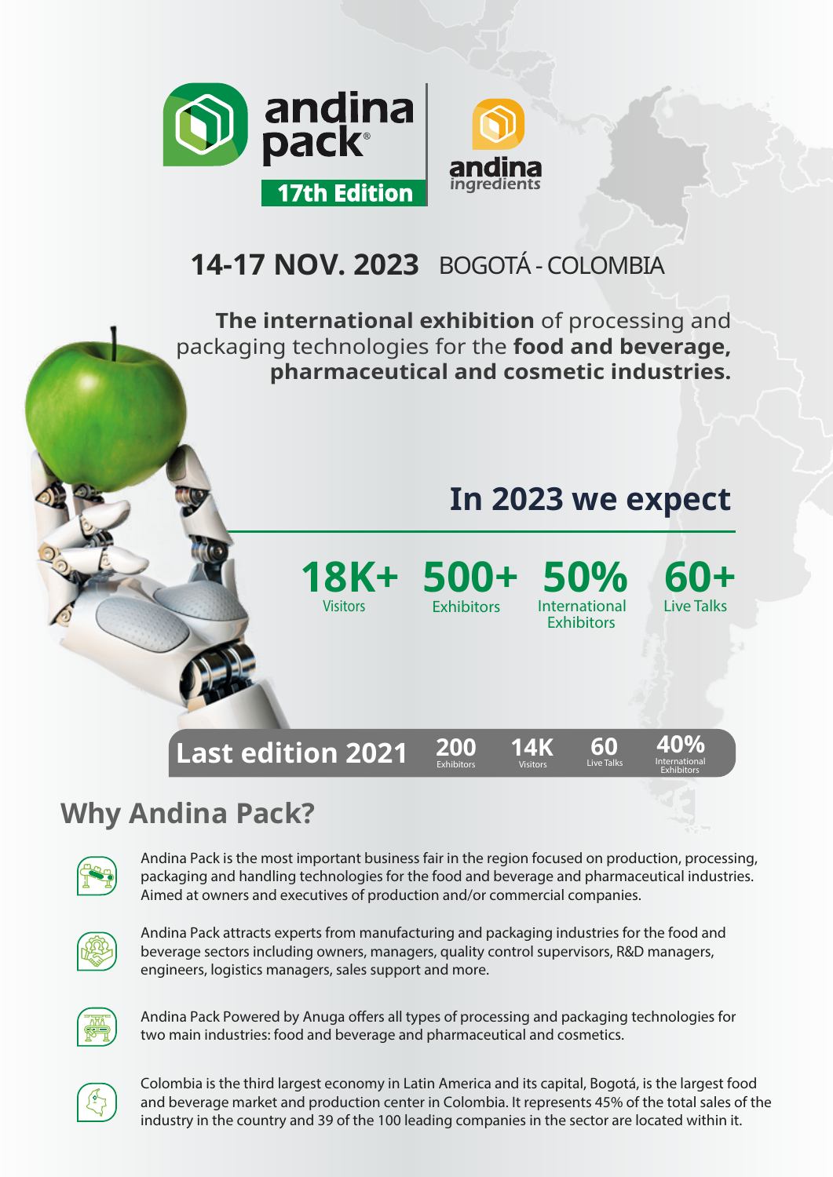# andina pack®

**17th Edition**

andina ingredients

## 14-17 NOV. 2023 BOGOTÁ - COLOMBIA

**The international exhibition** of processing and packaging technologies for the **food and beverage, pharmaceutical and cosmetic industries.**

## In 2023 we expect

| 18K+ | 500+ | 50% | 60+ |
|---|---|---|---|
| Visitors | Exhibitors | International Exhibitors | Live Talks |

## Last edition 2021

| 200 | 14K | 60 | 40% |
|---|---|---|---|
| Exhibitors | Visitors | Live Talks | International Exhibitors |

## Why Andina Pack?

Andina Pack is the most important business fair in the region focused on production, processing, packaging and handling technologies for the food and beverage and pharmaceutical industries. Aimed at owners and executives of production and/or commercial companies.

Andina Pack attracts experts from manufacturing and packaging industries for the food and beverage sectors including owners, managers, quality control supervisors, R&D managers, engineers, logistics managers, sales support and more.

Andina Pack Powered by Anuga offers all types of processing and packaging technologies for two main industries: food and beverage and pharmaceutical and cosmetics.

Colombia is the third largest economy in Latin America and its capital, Bogotá, is the largest food and beverage market and production center in Colombia. It represents 45% of the total sales of the industry in the country and 39 of the 100 leading companies in the sector are located within it.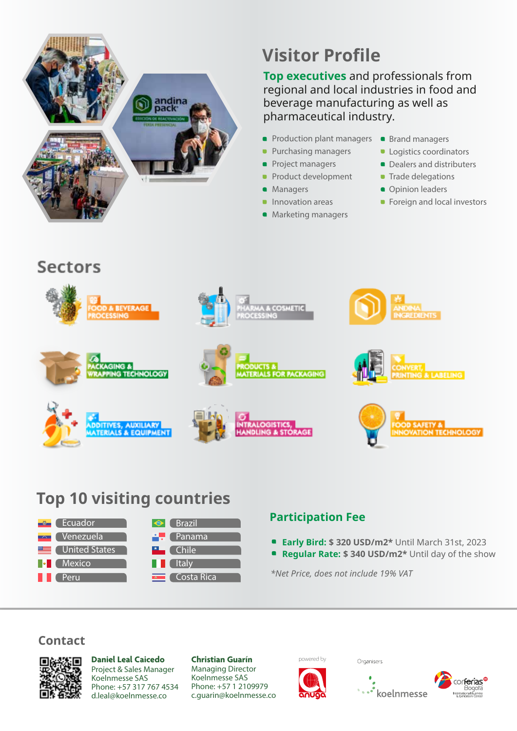# Visitor Profile

**Top executives** and professionals from regional and local industries in food and beverage manufacturing as well as pharmaceutical industry.

- Production plant managers
- Purchasing managers
- Project managers
- Product development
- Managers
- Innovation areas
- Marketing managers
- Brand managers
- Logistics coordinators
- Dealers and distributors
- Trade delegations
- Opinion leaders
- Foreign and local investors

# Sectors

- FOOD & BEVERAGE PROCESSING
- PHARMA & COSMETIC PROCESSING
- ANDINA INGREDIENTS
- PACKAGING & WRAPPING TECHNOLOGY
- PRODUCTS & MATERIALS FOR PACKAGING
- CONVERT, PRINTING & LABELING
- ADDITIVES, AUXILIARY MATERIALS & EQUIPMENT
- INTRALOGISTICS, HANDLING & STORAGE
- FOOD SAFETY & INNOVATION TECHNOLOGY

# Top 10 visiting countries

- Ecuador
- Venezuela
- United States
- Mexico
- Peru
- Brazil
- Panama
- Chile
- Italy
- Costa Rica

## Participation Fee

- **Early Bird: $ 320 USD/m2*** Until March 31st, 2023
- **Regular Rate: $ 340 USD/m2*** Until day of the show

*\*Net Price, does not include 19% VAT*

# Contact

**Daniel Leal Caicedo**
Project & Sales Manager
Koelnmesse SAS
Phone: +57 317 767 4534
d.leal@koelnmesse.co

**Christian Guarín**
Managing Director
Koelnmesse SAS
Phone: +57 1 2109979
c.guarin@koelnmesse.co

powered by anuga

Organisers koelnmesse corferias Bogotá